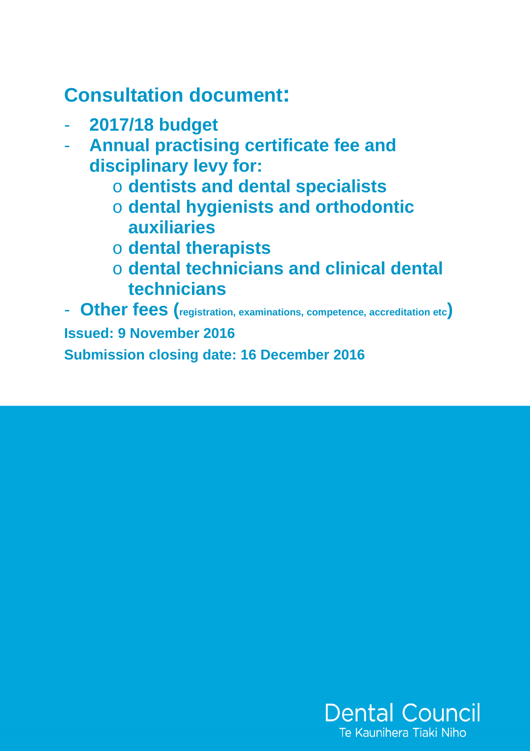# Consultation document:

- **2017/18 budget**
- **Annual practising certificate fee and disciplinary levy for:**
  - **dentists and dental specialists**
  - **dental hygienists and orthodontic auxiliaries**
  - **dental therapists**
  - **dental technicians and clinical dental technicians**
- **Other fees (registration, examinations, competence, accreditation etc)**

**Issued: 9 November 2016**

**Submission closing date: 16 December 2016**

Dental Council
Te Kaunihera Tiaki Niho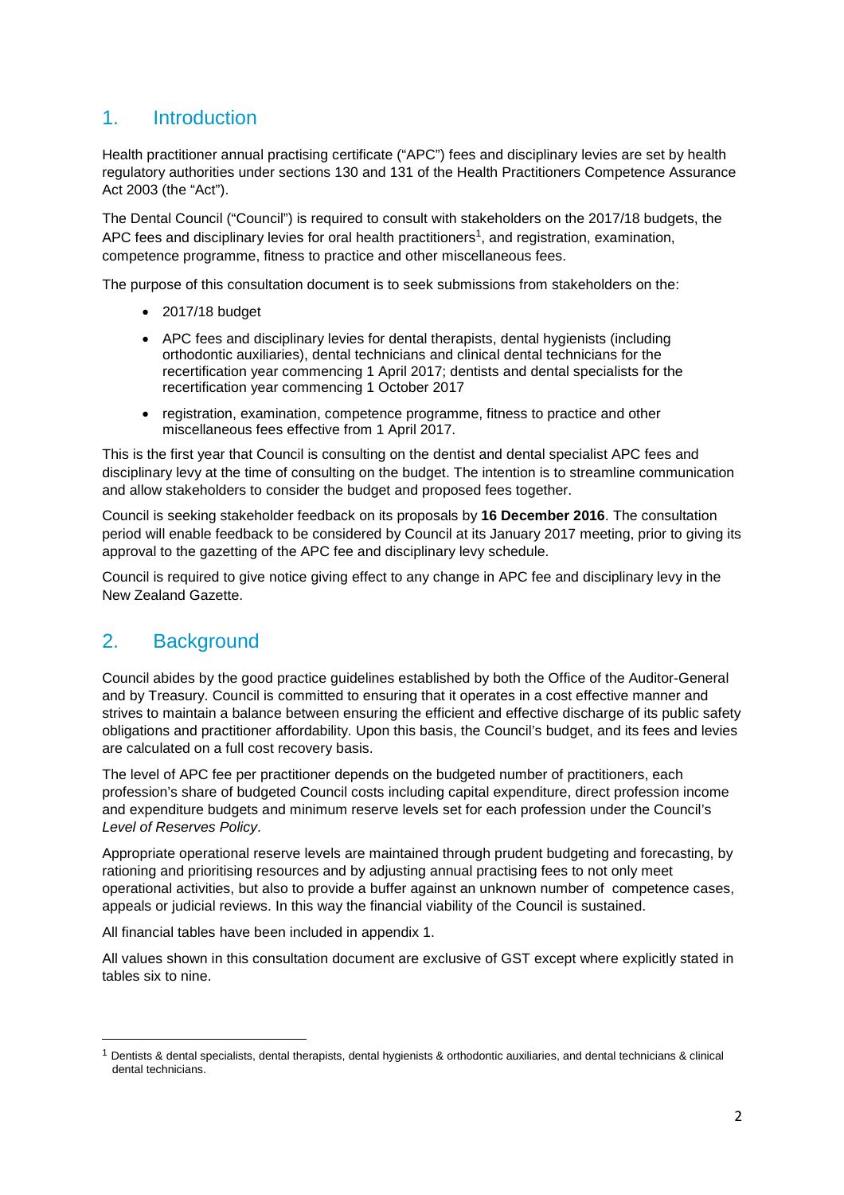## 1. Introduction

Health practitioner annual practising certificate ("APC") fees and disciplinary levies are set by health regulatory authorities under sections 130 and 131 of the Health Practitioners Competence Assurance Act 2003 (the "Act").

The Dental Council ("Council") is required to consult with stakeholders on the 2017/18 budgets, the APC fees and disciplinary levies for oral health practitioners[1], and registration, examination, competence programme, fitness to practice and other miscellaneous fees.

The purpose of this consultation document is to seek submissions from stakeholders on the:

- 2017/18 budget
- APC fees and disciplinary levies for dental therapists, dental hygienists (including orthodontic auxiliaries), dental technicians and clinical dental technicians for the recertification year commencing 1 April 2017; dentists and dental specialists for the recertification year commencing 1 October 2017
- registration, examination, competence programme, fitness to practice and other miscellaneous fees effective from 1 April 2017.

This is the first year that Council is consulting on the dentist and dental specialist APC fees and disciplinary levy at the time of consulting on the budget. The intention is to streamline communication and allow stakeholders to consider the budget and proposed fees together.

Council is seeking stakeholder feedback on its proposals by **16 December 2016**. The consultation period will enable feedback to be considered by Council at its January 2017 meeting, prior to giving its approval to the gazetting of the APC fee and disciplinary levy schedule.

Council is required to give notice giving effect to any change in APC fee and disciplinary levy in the New Zealand Gazette.

## 2. Background

Council abides by the good practice guidelines established by both the Office of the Auditor-General and by Treasury. Council is committed to ensuring that it operates in a cost effective manner and strives to maintain a balance between ensuring the efficient and effective discharge of its public safety obligations and practitioner affordability. Upon this basis, the Council's budget, and its fees and levies are calculated on a full cost recovery basis.

The level of APC fee per practitioner depends on the budgeted number of practitioners, each profession's share of budgeted Council costs including capital expenditure, direct profession income and expenditure budgets and minimum reserve levels set for each profession under the Council's *Level of Reserves Policy*.

Appropriate operational reserve levels are maintained through prudent budgeting and forecasting, by rationing and prioritising resources and by adjusting annual practising fees to not only meet operational activities, but also to provide a buffer against an unknown number of competence cases, appeals or judicial reviews. In this way the financial viability of the Council is sustained.

All financial tables have been included in appendix 1.

All values shown in this consultation document are exclusive of GST except where explicitly stated in tables six to nine.

---

[1] Dentists & dental specialists, dental therapists, dental hygienists & orthodontic auxiliaries, and dental technicians & clinical dental technicians.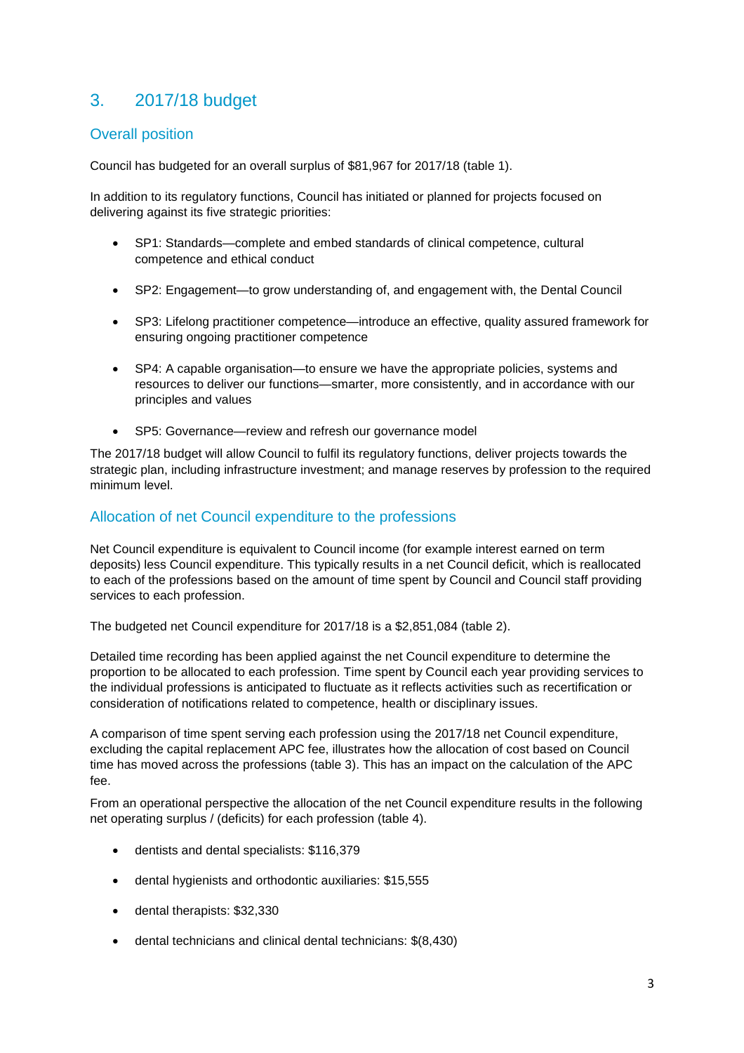## 3. 2017/18 budget

### Overall position

Council has budgeted for an overall surplus of $81,967 for 2017/18 (table 1).

In addition to its regulatory functions, Council has initiated or planned for projects focused on delivering against its five strategic priorities:

- SP1: Standards—complete and embed standards of clinical competence, cultural competence and ethical conduct
- SP2: Engagement—to grow understanding of, and engagement with, the Dental Council
- SP3: Lifelong practitioner competence—introduce an effective, quality assured framework for ensuring ongoing practitioner competence
- SP4: A capable organisation—to ensure we have the appropriate policies, systems and resources to deliver our functions—smarter, more consistently, and in accordance with our principles and values
- SP5: Governance—review and refresh our governance model

The 2017/18 budget will allow Council to fulfil its regulatory functions, deliver projects towards the strategic plan, including infrastructure investment; and manage reserves by profession to the required minimum level.

### Allocation of net Council expenditure to the professions

Net Council expenditure is equivalent to Council income (for example interest earned on term deposits) less Council expenditure. This typically results in a net Council deficit, which is reallocated to each of the professions based on the amount of time spent by Council and Council staff providing services to each profession.

The budgeted net Council expenditure for 2017/18 is a $2,851,084 (table 2).

Detailed time recording has been applied against the net Council expenditure to determine the proportion to be allocated to each profession. Time spent by Council each year providing services to the individual professions is anticipated to fluctuate as it reflects activities such as recertification or consideration of notifications related to competence, health or disciplinary issues.

A comparison of time spent serving each profession using the 2017/18 net Council expenditure, excluding the capital replacement APC fee, illustrates how the allocation of cost based on Council time has moved across the professions (table 3). This has an impact on the calculation of the APC fee.

From an operational perspective the allocation of the net Council expenditure results in the following net operating surplus / (deficits) for each profession (table 4).

- dentists and dental specialists: $116,379
- dental hygienists and orthodontic auxiliaries: $15,555
- dental therapists: $32,330
- dental technicians and clinical dental technicians: $(8,430)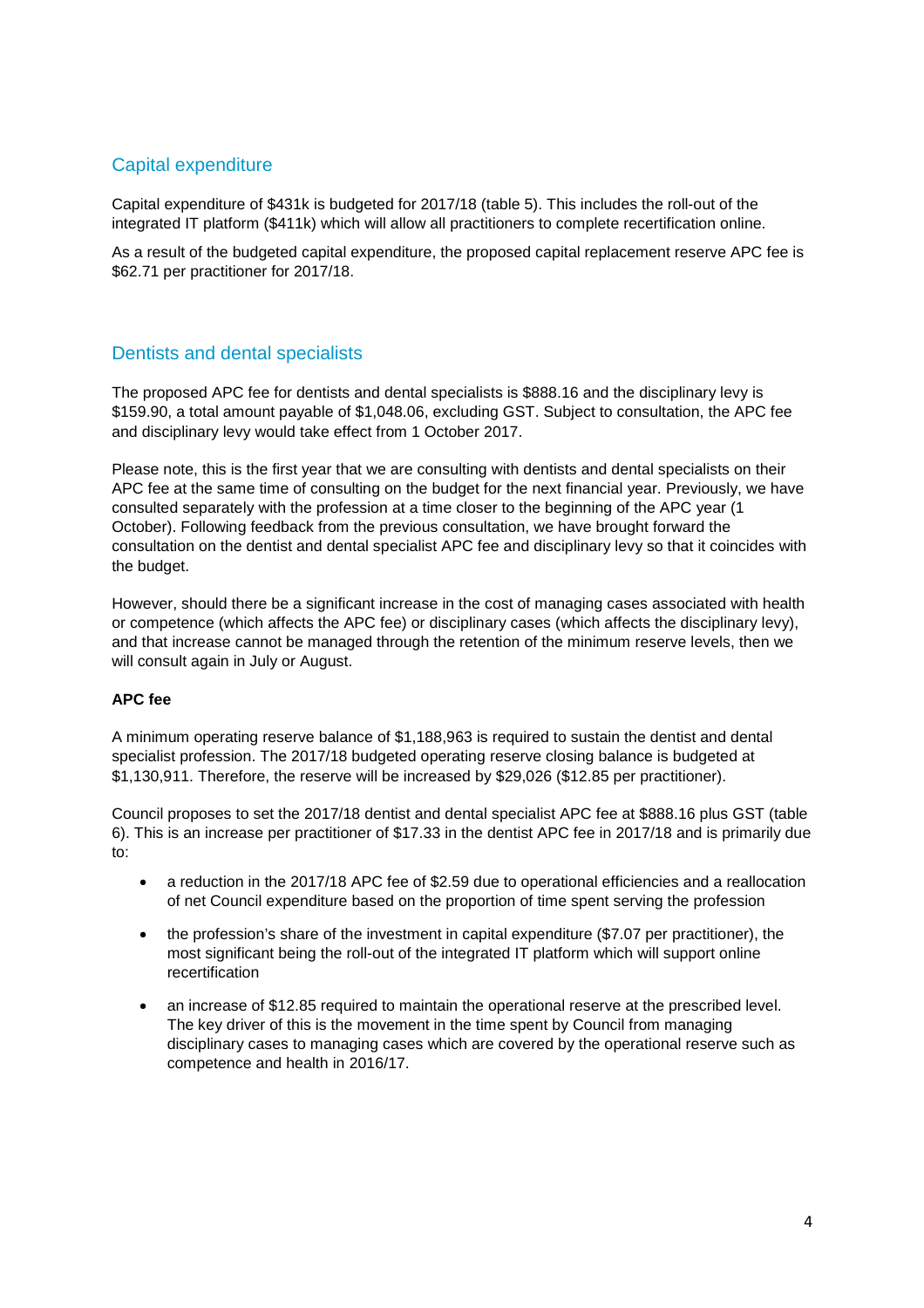## Capital expenditure

Capital expenditure of $431k is budgeted for 2017/18 (table 5). This includes the roll-out of the integrated IT platform ($411k) which will allow all practitioners to complete recertification online.

As a result of the budgeted capital expenditure, the proposed capital replacement reserve APC fee is $62.71 per practitioner for 2017/18.

## Dentists and dental specialists

The proposed APC fee for dentists and dental specialists is $888.16 and the disciplinary levy is $159.90, a total amount payable of $1,048.06, excluding GST. Subject to consultation, the APC fee and disciplinary levy would take effect from 1 October 2017.

Please note, this is the first year that we are consulting with dentists and dental specialists on their APC fee at the same time of consulting on the budget for the next financial year. Previously, we have consulted separately with the profession at a time closer to the beginning of the APC year (1 October). Following feedback from the previous consultation, we have brought forward the consultation on the dentist and dental specialist APC fee and disciplinary levy so that it coincides with the budget.

However, should there be a significant increase in the cost of managing cases associated with health or competence (which affects the APC fee) or disciplinary cases (which affects the disciplinary levy), and that increase cannot be managed through the retention of the minimum reserve levels, then we will consult again in July or August.

**APC fee**

A minimum operating reserve balance of $1,188,963 is required to sustain the dentist and dental specialist profession. The 2017/18 budgeted operating reserve closing balance is budgeted at $1,130,911. Therefore, the reserve will be increased by $29,026 ($12.85 per practitioner).

Council proposes to set the 2017/18 dentist and dental specialist APC fee at $888.16 plus GST (table 6). This is an increase per practitioner of $17.33 in the dentist APC fee in 2017/18 and is primarily due to:

- a reduction in the 2017/18 APC fee of $2.59 due to operational efficiencies and a reallocation of net Council expenditure based on the proportion of time spent serving the profession
- the profession's share of the investment in capital expenditure ($7.07 per practitioner), the most significant being the roll-out of the integrated IT platform which will support online recertification
- an increase of $12.85 required to maintain the operational reserve at the prescribed level. The key driver of this is the movement in the time spent by Council from managing disciplinary cases to managing cases which are covered by the operational reserve such as competence and health in 2016/17.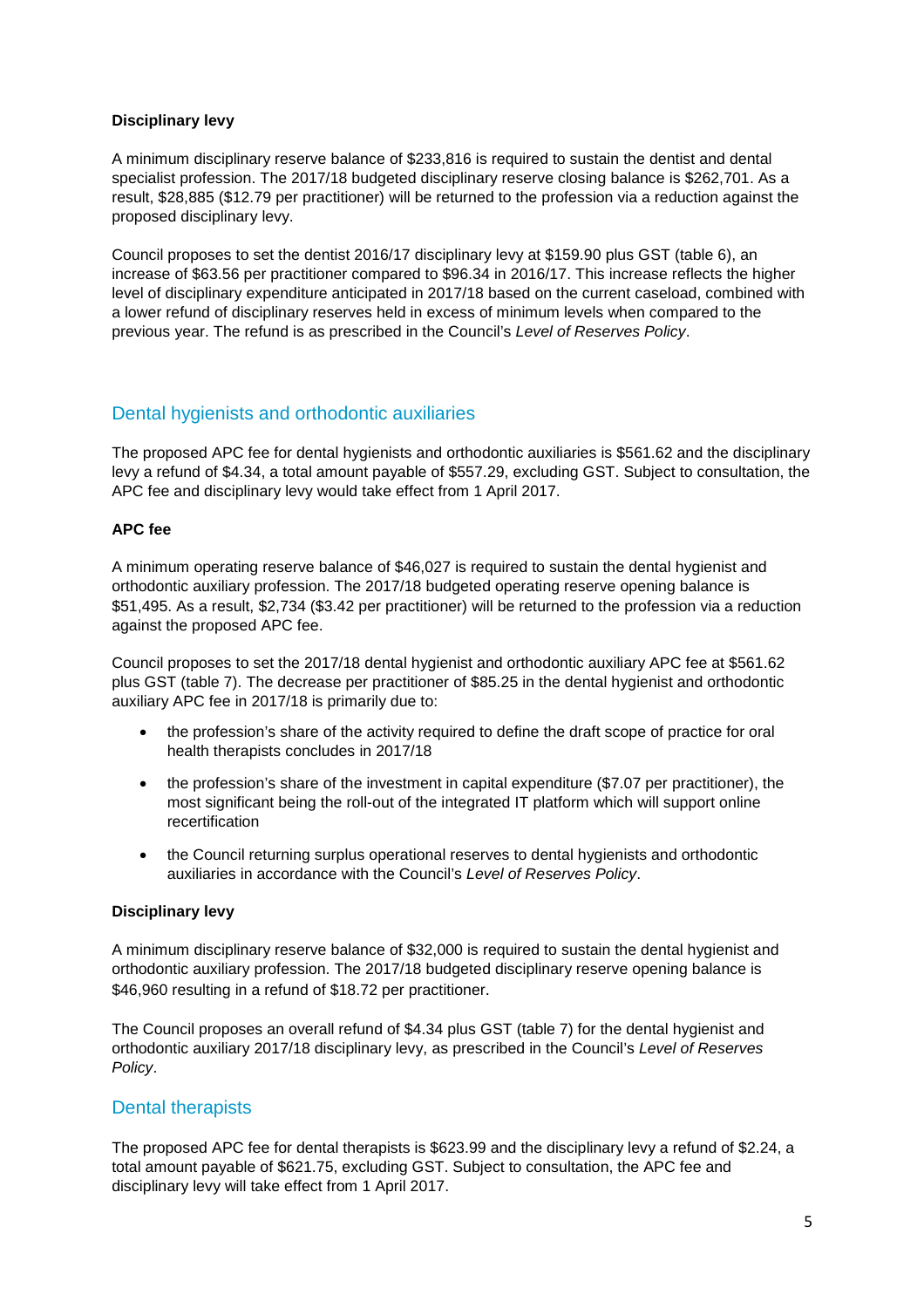**Disciplinary levy**

A minimum disciplinary reserve balance of $233,816 is required to sustain the dentist and dental specialist profession. The 2017/18 budgeted disciplinary reserve closing balance is $262,701. As a result, $28,885 ($12.79 per practitioner) will be returned to the profession via a reduction against the proposed disciplinary levy.

Council proposes to set the dentist 2016/17 disciplinary levy at $159.90 plus GST (table 6), an increase of $63.56 per practitioner compared to $96.34 in 2016/17. This increase reflects the higher level of disciplinary expenditure anticipated in 2017/18 based on the current caseload, combined with a lower refund of disciplinary reserves held in excess of minimum levels when compared to the previous year. The refund is as prescribed in the Council's *Level of Reserves Policy*.

## Dental hygienists and orthodontic auxiliaries

The proposed APC fee for dental hygienists and orthodontic auxiliaries is $561.62 and the disciplinary levy a refund of $4.34, a total amount payable of $557.29, excluding GST. Subject to consultation, the APC fee and disciplinary levy would take effect from 1 April 2017.

**APC fee**

A minimum operating reserve balance of $46,027 is required to sustain the dental hygienist and orthodontic auxiliary profession. The 2017/18 budgeted operating reserve opening balance is $51,495. As a result, $2,734 ($3.42 per practitioner) will be returned to the profession via a reduction against the proposed APC fee.

Council proposes to set the 2017/18 dental hygienist and orthodontic auxiliary APC fee at $561.62 plus GST (table 7). The decrease per practitioner of $85.25 in the dental hygienist and orthodontic auxiliary APC fee in 2017/18 is primarily due to:

- the profession's share of the activity required to define the draft scope of practice for oral health therapists concludes in 2017/18
- the profession's share of the investment in capital expenditure ($7.07 per practitioner), the most significant being the roll-out of the integrated IT platform which will support online recertification
- the Council returning surplus operational reserves to dental hygienists and orthodontic auxiliaries in accordance with the Council's *Level of Reserves Policy*.

**Disciplinary levy**

A minimum disciplinary reserve balance of $32,000 is required to sustain the dental hygienist and orthodontic auxiliary profession. The 2017/18 budgeted disciplinary reserve opening balance is $46,960 resulting in a refund of $18.72 per practitioner.

The Council proposes an overall refund of $4.34 plus GST (table 7) for the dental hygienist and orthodontic auxiliary 2017/18 disciplinary levy, as prescribed in the Council's *Level of Reserves Policy*.

## Dental therapists

The proposed APC fee for dental therapists is $623.99 and the disciplinary levy a refund of $2.24, a total amount payable of $621.75, excluding GST. Subject to consultation, the APC fee and disciplinary levy will take effect from 1 April 2017.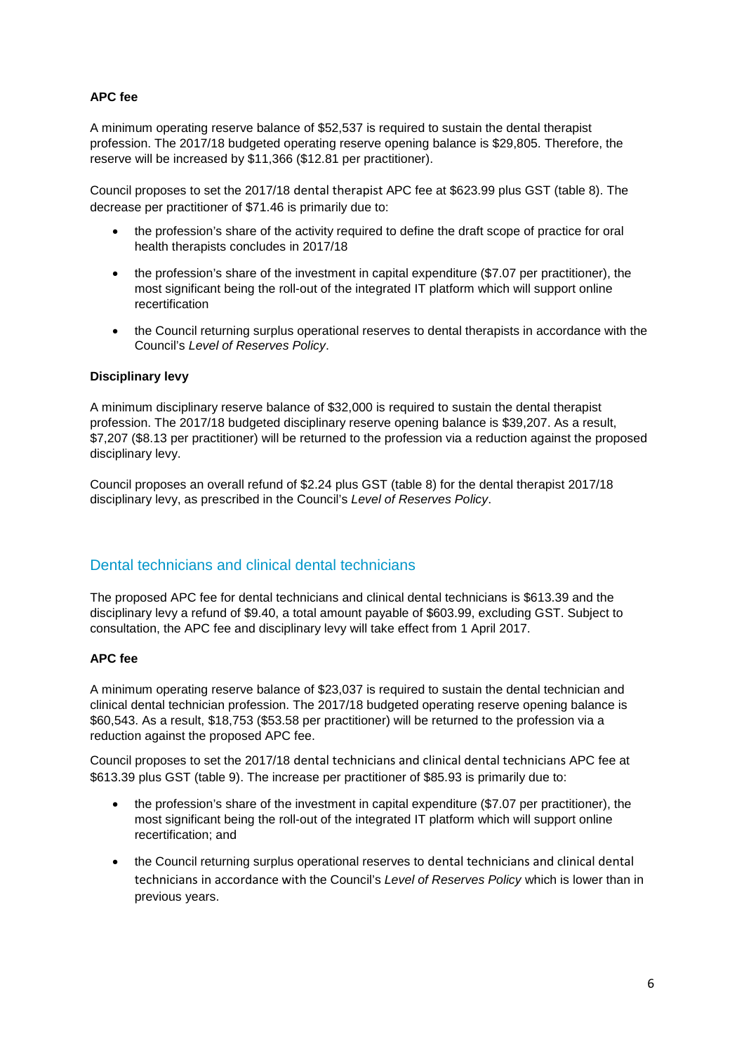**APC fee**

A minimum operating reserve balance of $52,537 is required to sustain the dental therapist profession. The 2017/18 budgeted operating reserve opening balance is $29,805. Therefore, the reserve will be increased by $11,366 ($12.81 per practitioner).

Council proposes to set the 2017/18 dental therapist APC fee at $623.99 plus GST (table 8). The decrease per practitioner of $71.46 is primarily due to:

- the profession's share of the activity required to define the draft scope of practice for oral health therapists concludes in 2017/18
- the profession's share of the investment in capital expenditure ($7.07 per practitioner), the most significant being the roll-out of the integrated IT platform which will support online recertification
- the Council returning surplus operational reserves to dental therapists in accordance with the Council's *Level of Reserves Policy*.

**Disciplinary levy**

A minimum disciplinary reserve balance of $32,000 is required to sustain the dental therapist profession. The 2017/18 budgeted disciplinary reserve opening balance is $39,207. As a result, $7,207 ($8.13 per practitioner) will be returned to the profession via a reduction against the proposed disciplinary levy.

Council proposes an overall refund of $2.24 plus GST (table 8) for the dental therapist 2017/18 disciplinary levy, as prescribed in the Council's *Level of Reserves Policy*.

## Dental technicians and clinical dental technicians

The proposed APC fee for dental technicians and clinical dental technicians is $613.39 and the disciplinary levy a refund of $9.40, a total amount payable of $603.99, excluding GST. Subject to consultation, the APC fee and disciplinary levy will take effect from 1 April 2017.

**APC fee**

A minimum operating reserve balance of $23,037 is required to sustain the dental technician and clinical dental technician profession. The 2017/18 budgeted operating reserve opening balance is $60,543. As a result, $18,753 ($53.58 per practitioner) will be returned to the profession via a reduction against the proposed APC fee.

Council proposes to set the 2017/18 dental technicians and clinical dental technicians APC fee at $613.39 plus GST (table 9). The increase per practitioner of $85.93 is primarily due to:

- the profession's share of the investment in capital expenditure ($7.07 per practitioner), the most significant being the roll-out of the integrated IT platform which will support online recertification; and
- the Council returning surplus operational reserves to dental technicians and clinical dental technicians in accordance with the Council's *Level of Reserves Policy* which is lower than in previous years.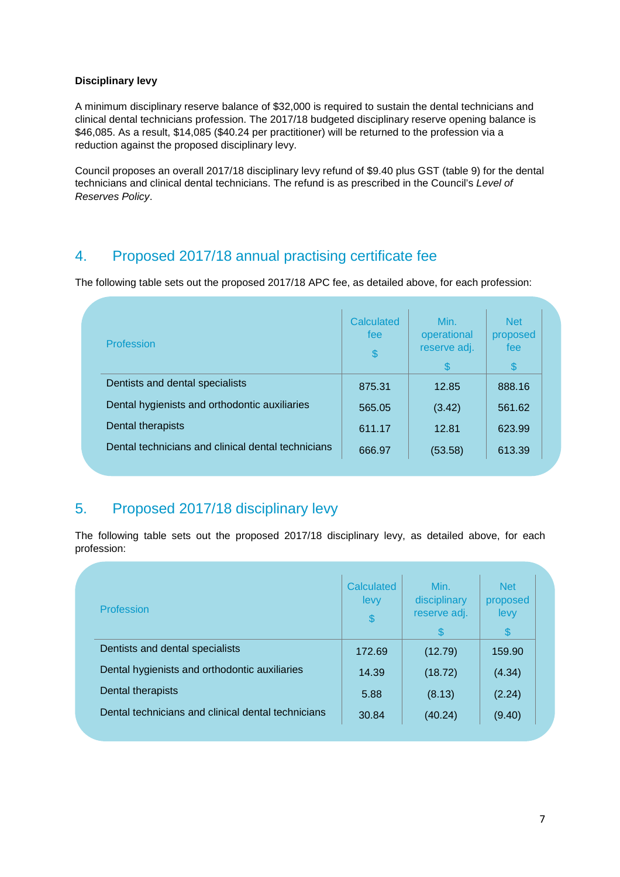**Disciplinary levy**

A minimum disciplinary reserve balance of $32,000 is required to sustain the dental technicians and clinical dental technicians profession. The 2017/18 budgeted disciplinary reserve opening balance is $46,085. As a result, $14,085 ($40.24 per practitioner) will be returned to the profession via a reduction against the proposed disciplinary levy.

Council proposes an overall 2017/18 disciplinary levy refund of $9.40 plus GST (table 9) for the dental technicians and clinical dental technicians profession. The refund is as prescribed in the Council's *Level of Reserves Policy*.

## 4. Proposed 2017/18 annual practising certificate fee

The following table sets out the proposed 2017/18 APC fee, as detailed above, for each profession:

| Profession | Calculated fee $ | Min. operational reserve adj. $ | Net proposed fee $ |
|---|---|---|---|
| Dentists and dental specialists | 875.31 | 12.85 | 888.16 |
| Dental hygienists and orthodontic auxiliaries | 565.05 | (3.42) | 561.62 |
| Dental therapists | 611.17 | 12.81 | 623.99 |
| Dental technicians and clinical dental technicians | 666.97 | (53.58) | 613.39 |

## 5. Proposed 2017/18 disciplinary levy

The following table sets out the proposed 2017/18 disciplinary levy, as detailed above, for each profession:

| Profession | Calculated levy $ | Min. disciplinary reserve adj. $ | Net proposed levy $ |
|---|---|---|---|
| Dentists and dental specialists | 172.69 | (12.79) | 159.90 |
| Dental hygienists and orthodontic auxiliaries | 14.39 | (18.72) | (4.34) |
| Dental therapists | 5.88 | (8.13) | (2.24) |
| Dental technicians and clinical dental technicians | 30.84 | (40.24) | (9.40) |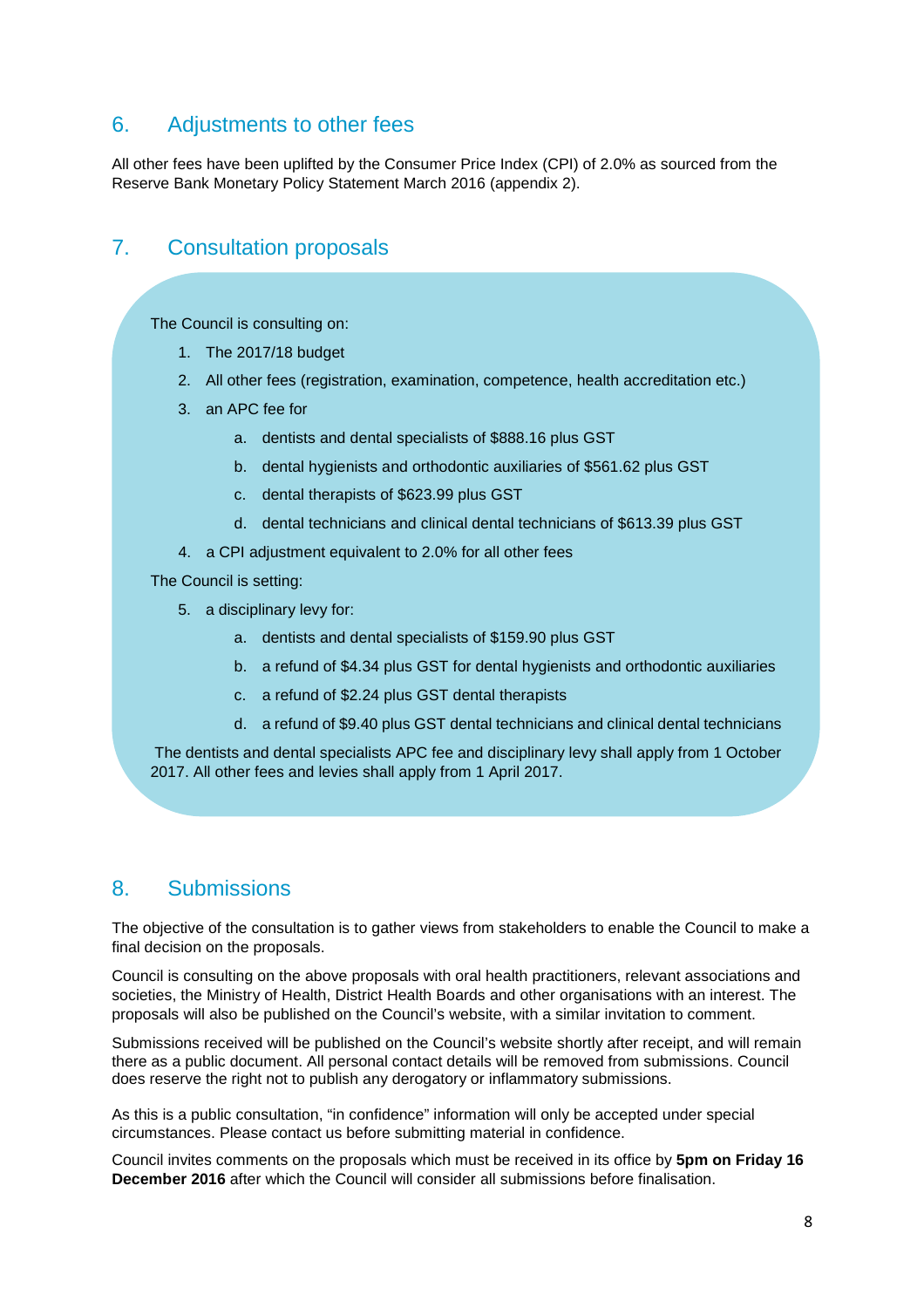## 6. Adjustments to other fees

All other fees have been uplifted by the Consumer Price Index (CPI) of 2.0% as sourced from the Reserve Bank Monetary Policy Statement March 2016 (appendix 2).

## 7. Consultation proposals

The Council is consulting on:

1. The 2017/18 budget
2. All other fees (registration, examination, competence, health accreditation etc.)
3. an APC fee for
    a. dentists and dental specialists of $888.16 plus GST
    b. dental hygienists and orthodontic auxiliaries of $561.62 plus GST
    c. dental therapists of $623.99 plus GST
    d. dental technicians and clinical dental technicians of $613.39 plus GST
4. a CPI adjustment equivalent to 2.0% for all other fees

The Council is setting:

5. a disciplinary levy for:
    a. dentists and dental specialists of $159.90 plus GST
    b. a refund of $4.34 plus GST for dental hygienists and orthodontic auxiliaries
    c. a refund of $2.24 plus GST dental therapists
    d. a refund of $9.40 plus GST dental technicians and clinical dental technicians

The dentists and dental specialists APC fee and disciplinary levy shall apply from 1 October 2017. All other fees and levies shall apply from 1 April 2017.

## 8. Submissions

The objective of the consultation is to gather views from stakeholders to enable the Council to make a final decision on the proposals.

Council is consulting on the above proposals with oral health practitioners, relevant associations and societies, the Ministry of Health, District Health Boards and other organisations with an interest. The proposals will also be published on the Council's website, with a similar invitation to comment.

Submissions received will be published on the Council's website shortly after receipt, and will remain there as a public document. All personal contact details will be removed from submissions. Council does reserve the right not to publish any derogatory or inflammatory submissions.

As this is a public consultation, "in confidence" information will only be accepted under special circumstances. Please contact us before submitting material in confidence.

Council invites comments on the proposals which must be received in its office by **5pm on Friday 16 December 2016** after which the Council will consider all submissions before finalisation.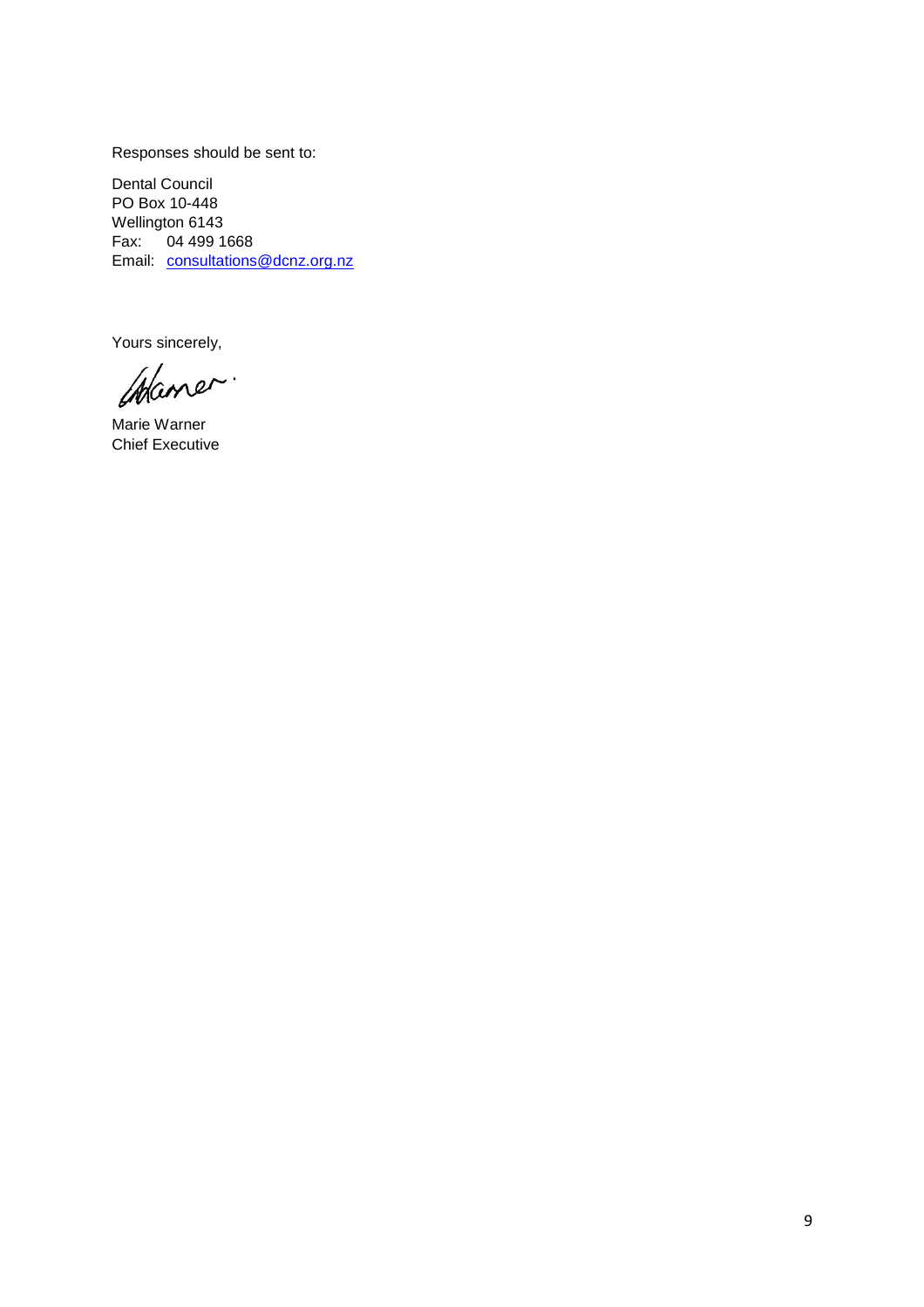Responses should be sent to:

Dental Council
PO Box 10-448
Wellington 6143
Fax: 04 499 1668
Email: consultations@dcnz.org.nz

Yours sincerely,

Marie Warner
Chief Executive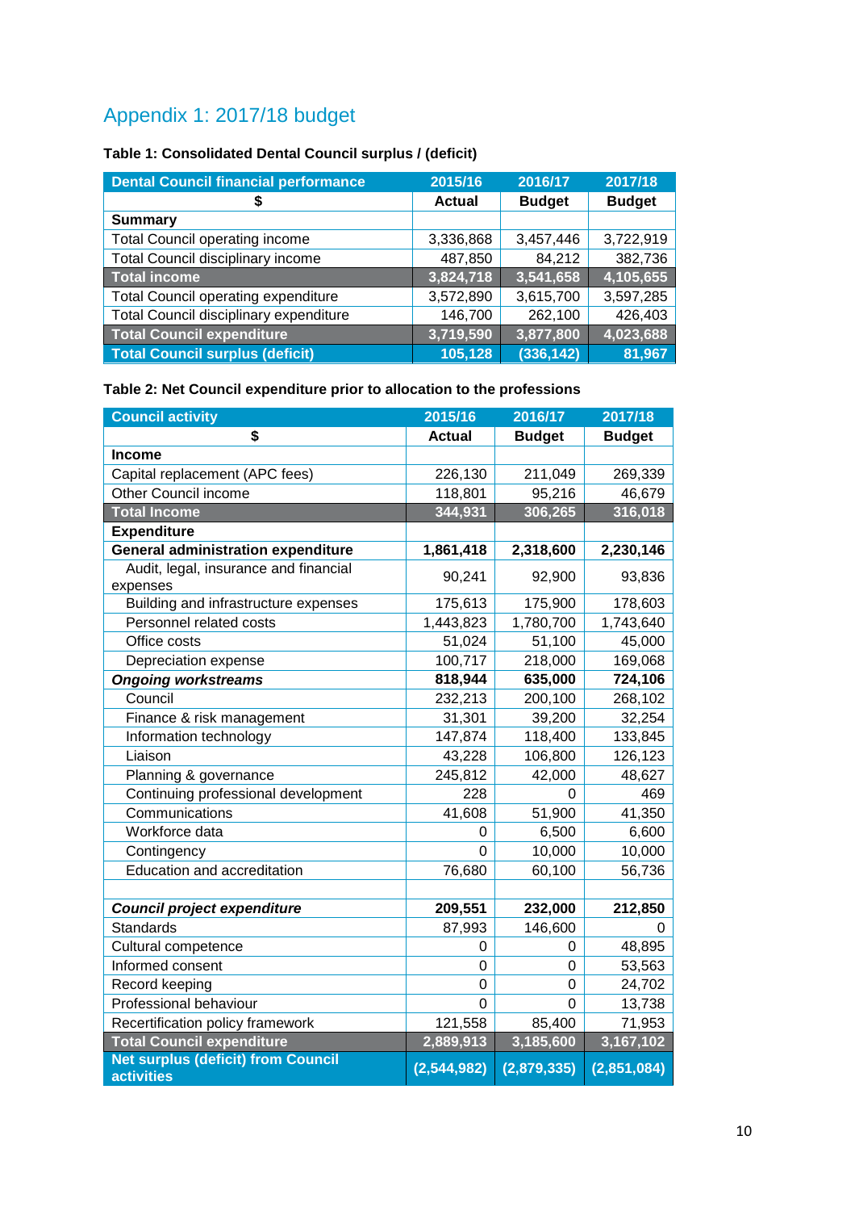# Appendix 1: 2017/18 budget

**Table 1: Consolidated Dental Council surplus / (deficit)**

| Dental Council financial performance | 2015/16 | 2016/17 | 2017/18 |
|---|---|---|---|
| $ | Actual | Budget | Budget |
| **Summary** | | | |
| Total Council operating income | 3,336,868 | 3,457,446 | 3,722,919 |
| Total Council disciplinary income | 487,850 | 84,212 | 382,736 |
| **Total income** | **3,824,718** | **3,541,658** | **4,105,655** |
| Total Council operating expenditure | 3,572,890 | 3,615,700 | 3,597,285 |
| Total Council disciplinary expenditure | 146,700 | 262,100 | 426,403 |
| **Total Council expenditure** | **3,719,590** | **3,877,800** | **4,023,688** |
| **Total Council surplus (deficit)** | **105,128** | **(336,142)** | **81,967** |

**Table 2: Net Council expenditure prior to allocation to the professions**

| Council activity | 2015/16 | 2016/17 | 2017/18 |
|---|---|---|---|
| $ | Actual | Budget | Budget |
| **Income** | | | |
| Capital replacement (APC fees) | 226,130 | 211,049 | 269,339 |
| Other Council income | 118,801 | 95,216 | 46,679 |
| **Total Income** | **344,931** | **306,265** | **316,018** |
| **Expenditure** | | | |
| **General administration expenditure** | **1,861,418** | **2,318,600** | **2,230,146** |
| Audit, legal, insurance and financial expenses | 90,241 | 92,900 | 93,836 |
| Building and infrastructure expenses | 175,613 | 175,900 | 178,603 |
| Personnel related costs | 1,443,823 | 1,780,700 | 1,743,640 |
| Office costs | 51,024 | 51,100 | 45,000 |
| Depreciation expense | 100,717 | 218,000 | 169,068 |
| ***Ongoing workstreams*** | **818,944** | **635,000** | **724,106** |
| Council | 232,213 | 200,100 | 268,102 |
| Finance & risk management | 31,301 | 39,200 | 32,254 |
| Information technology | 147,874 | 118,400 | 133,845 |
| Liaison | 43,228 | 106,800 | 126,123 |
| Planning & governance | 245,812 | 42,000 | 48,627 |
| Continuing professional development | 228 | 0 | 469 |
| Communications | 41,608 | 51,900 | 41,350 |
| Workforce data | 0 | 6,500 | 6,600 |
| Contingency | 0 | 10,000 | 10,000 |
| Education and accreditation | 76,680 | 60,100 | 56,736 |
| | | | |
| ***Council project expenditure*** | **209,551** | **232,000** | **212,850** |
| Standards | 87,993 | 146,600 | 0 |
| Cultural competence | 0 | 0 | 48,895 |
| Informed consent | 0 | 0 | 53,563 |
| Record keeping | 0 | 0 | 24,702 |
| Professional behaviour | 0 | 0 | 13,738 |
| Recertification policy framework | 121,558 | 85,400 | 71,953 |
| **Total Council expenditure** | **2,889,913** | **3,185,600** | **3,167,102** |
| **Net surplus (deficit) from Council activities** | **(2,544,982)** | **(2,879,335)** | **(2,851,084)** |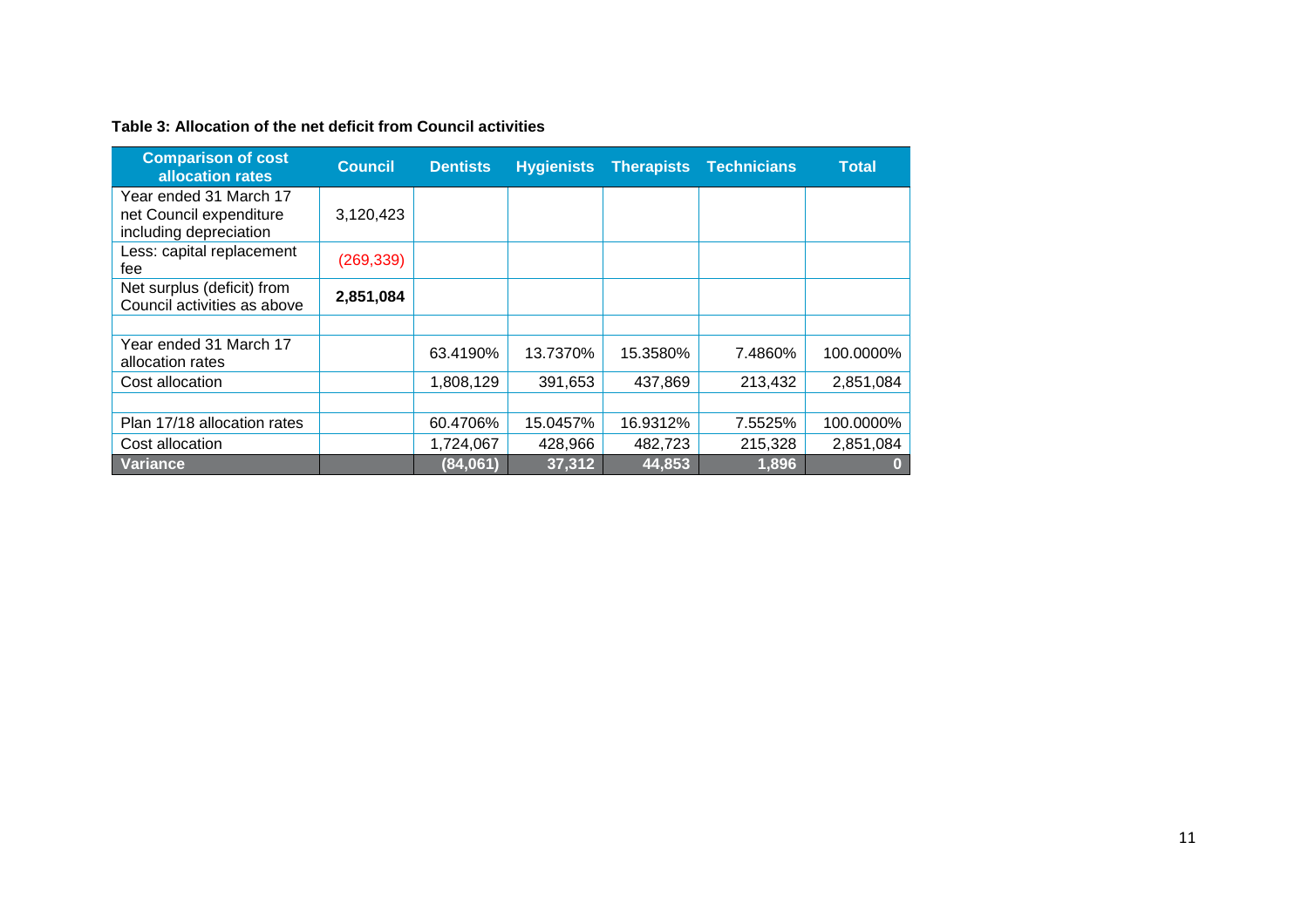**Table 3: Allocation of the net deficit from Council activities**

| Comparison of cost allocation rates | Council | Dentists | Hygienists | Therapists | Technicians | Total |
|---|---|---|---|---|---|---|
| Year ended 31 March 17 net Council expenditure including depreciation | 3,120,423 | | | | | |
| Less: capital replacement fee | (269,339) | | | | | |
| Net surplus (deficit) from Council activities as above | **2,851,084** | | | | | |
| | | | | | | |
| Year ended 31 March 17 allocation rates | | 63.4190% | 13.7370% | 15.3580% | 7.4860% | 100.0000% |
| Cost allocation | | 1,808,129 | 391,653 | 437,869 | 213,432 | 2,851,084 |
| | | | | | | |
| Plan 17/18 allocation rates | | 60.4706% | 15.0457% | 16.9312% | 7.5525% | 100.0000% |
| Cost allocation | | 1,724,067 | 428,966 | 482,723 | 215,328 | 2,851,084 |
| **Variance** | | **(84,061)** | **37,312** | **44,853** | **1,896** | **0** |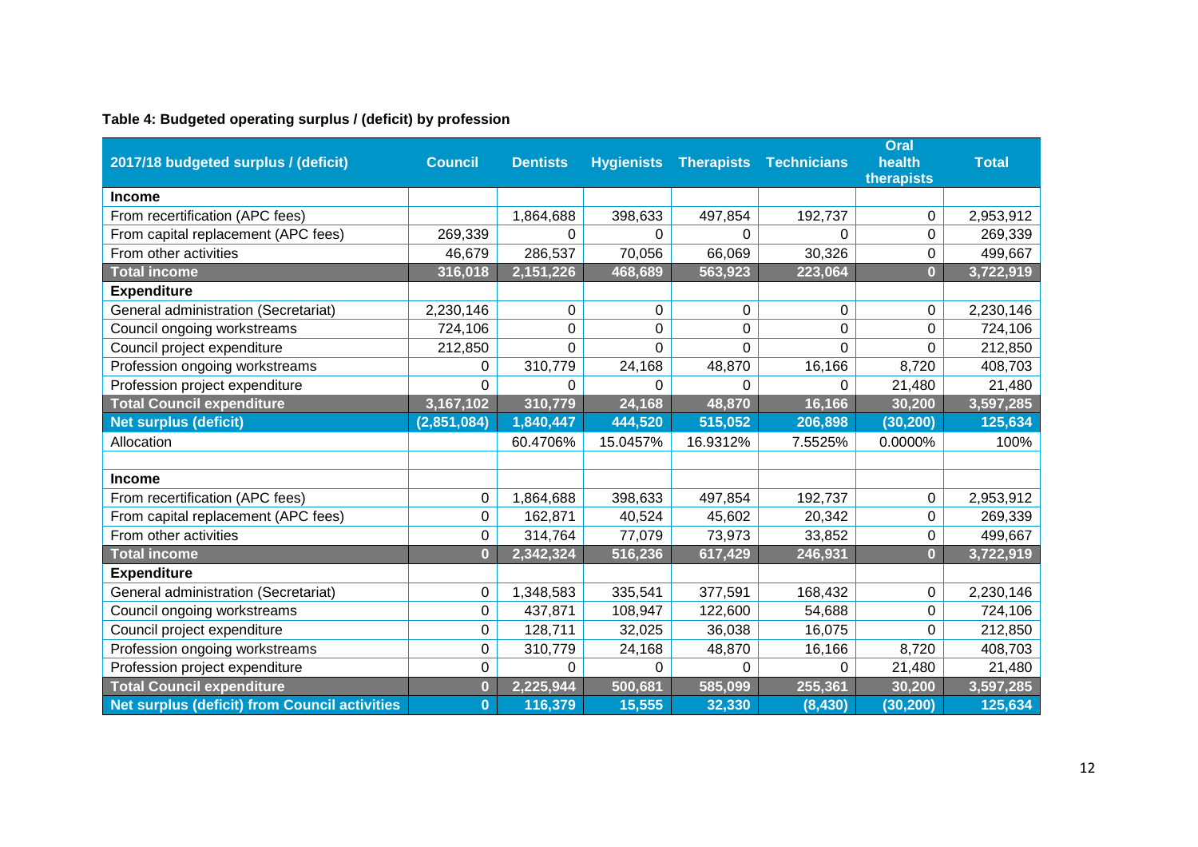**Table 4: Budgeted operating surplus / (deficit) by profession**

| 2017/18 budgeted surplus / (deficit) | Council | Dentists | Hygienists | Therapists | Technicians | Oral health therapists | Total |
|---|---|---|---|---|---|---|---|
| **Income** | | | | | | | |
| From recertification (APC fees) | | 1,864,688 | 398,633 | 497,854 | 192,737 | 0 | 2,953,912 |
| From capital replacement (APC fees) | 269,339 | 0 | 0 | 0 | 0 | 0 | 269,339 |
| From other activities | 46,679 | 286,537 | 70,056 | 66,069 | 30,326 | 0 | 499,667 |
| **Total income** | **316,018** | **2,151,226** | **468,689** | **563,923** | **223,064** | **0** | **3,722,919** |
| **Expenditure** | | | | | | | |
| General administration (Secretariat) | 2,230,146 | 0 | 0 | 0 | 0 | 0 | 2,230,146 |
| Council ongoing workstreams | 724,106 | 0 | 0 | 0 | 0 | 0 | 724,106 |
| Council project expenditure | 212,850 | 0 | 0 | 0 | 0 | 0 | 212,850 |
| Profession ongoing workstreams | 0 | 310,779 | 24,168 | 48,870 | 16,166 | 8,720 | 408,703 |
| Profession project expenditure | 0 | 0 | 0 | 0 | 0 | 21,480 | 21,480 |
| **Total Council expenditure** | **3,167,102** | **310,779** | **24,168** | **48,870** | **16,166** | **30,200** | **3,597,285** |
| **Net surplus (deficit)** | **(2,851,084)** | **1,840,447** | **444,520** | **515,052** | **206,898** | **(30,200)** | **125,634** |
| Allocation | | 60.4706% | 15.0457% | 16.9312% | 7.5525% | 0.0000% | 100% |
| | | | | | | | |
| **Income** | | | | | | | |
| From recertification (APC fees) | 0 | 1,864,688 | 398,633 | 497,854 | 192,737 | 0 | 2,953,912 |
| From capital replacement (APC fees) | 0 | 162,871 | 40,524 | 45,602 | 20,342 | 0 | 269,339 |
| From other activities | 0 | 314,764 | 77,079 | 73,973 | 33,852 | 0 | 499,667 |
| **Total income** | **0** | **2,342,324** | **516,236** | **617,429** | **246,931** | **0** | **3,722,919** |
| **Expenditure** | | | | | | | |
| General administration (Secretariat) | 0 | 1,348,583 | 335,541 | 377,591 | 168,432 | 0 | 2,230,146 |
| Council ongoing workstreams | 0 | 437,871 | 108,947 | 122,600 | 54,688 | 0 | 724,106 |
| Council project expenditure | 0 | 128,711 | 32,025 | 36,038 | 16,075 | 0 | 212,850 |
| Profession ongoing workstreams | 0 | 310,779 | 24,168 | 48,870 | 16,166 | 8,720 | 408,703 |
| Profession project expenditure | 0 | 0 | 0 | 0 | 0 | 21,480 | 21,480 |
| **Total Council expenditure** | **0** | **2,225,944** | **500,681** | **585,099** | **255,361** | **30,200** | **3,597,285** |
| **Net surplus (deficit) from Council activities** | **0** | **116,379** | **15,555** | **32,330** | **(8,430)** | **(30,200)** | **125,634** |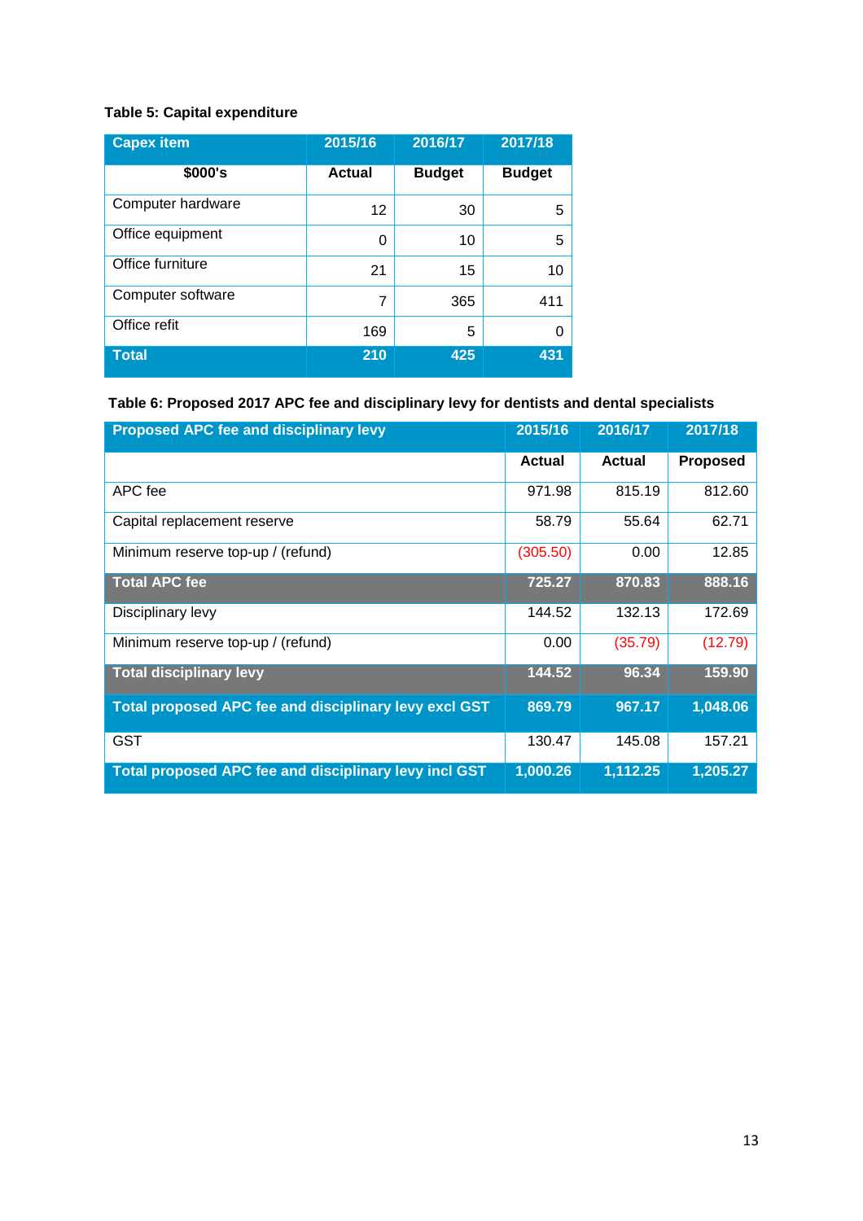**Table 5: Capital expenditure**

| Capex item | 2015/16 | 2016/17 | 2017/18 |
|---|---|---|---|
| $000's | Actual | Budget | Budget |
| Computer hardware | 12 | 30 | 5 |
| Office equipment | 0 | 10 | 5 |
| Office furniture | 21 | 15 | 10 |
| Computer software | 7 | 365 | 411 |
| Office refit | 169 | 5 | 0 |
| **Total** | **210** | **425** | **431** |

**Table 6: Proposed 2017 APC fee and disciplinary levy for dentists and dental specialists**

| Proposed APC fee and disciplinary levy | 2015/16 | 2016/17 | 2017/18 |
|---|---|---|---|
| | Actual | Actual | Proposed |
| APC fee | 971.98 | 815.19 | 812.60 |
| Capital replacement reserve | 58.79 | 55.64 | 62.71 |
| Minimum reserve top-up / (refund) | (305.50) | 0.00 | 12.85 |
| **Total APC fee** | **725.27** | **870.83** | **888.16** |
| Disciplinary levy | 144.52 | 132.13 | 172.69 |
| Minimum reserve top-up / (refund) | 0.00 | (35.79) | (12.79) |
| **Total disciplinary levy** | **144.52** | **96.34** | **159.90** |
| **Total proposed APC fee and disciplinary levy excl GST** | **869.79** | **967.17** | **1,048.06** |
| GST | 130.47 | 145.08 | 157.21 |
| **Total proposed APC fee and disciplinary levy incl GST** | **1,000.26** | **1,112.25** | **1,205.27** |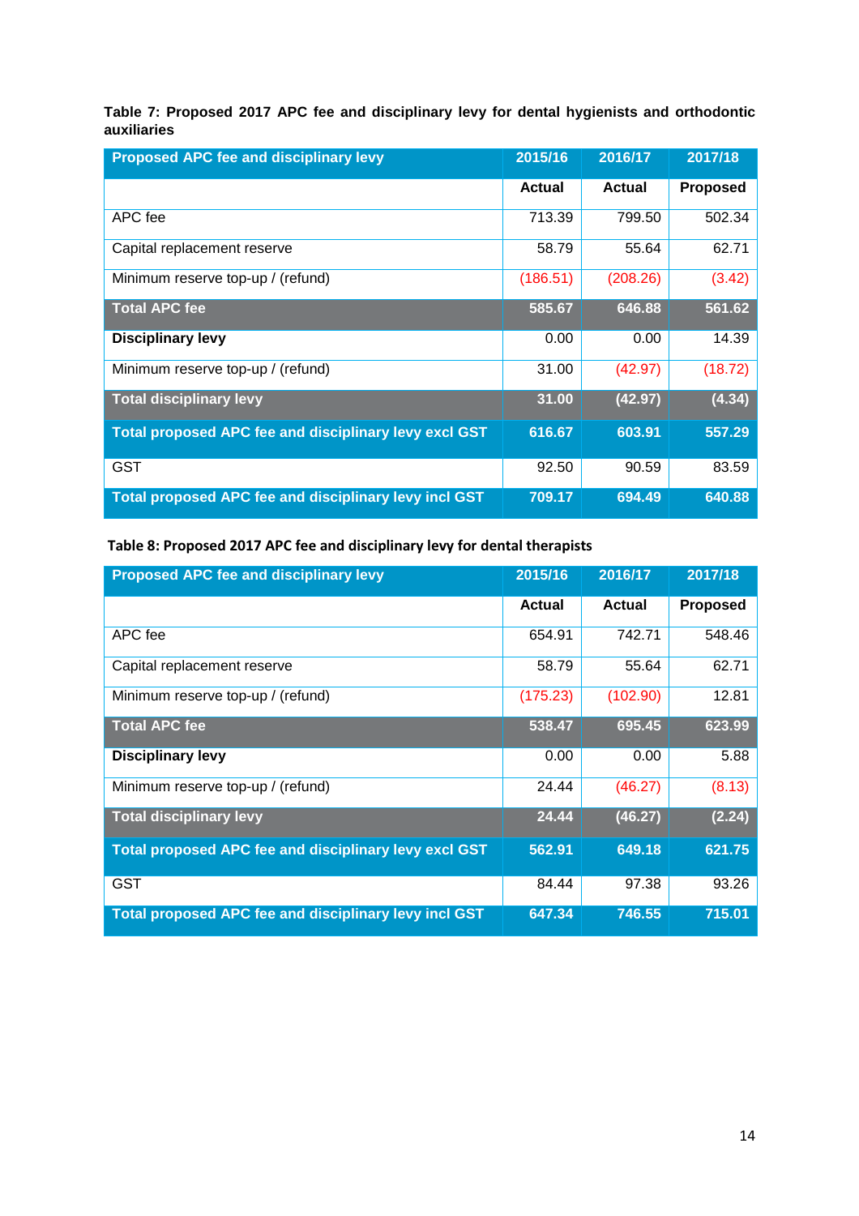**Table 7: Proposed 2017 APC fee and disciplinary levy for dental hygienists and orthodontic auxiliaries**

| Proposed APC fee and disciplinary levy | 2015/16 | 2016/17 | 2017/18 |
|---|---|---|---|
| | **Actual** | **Actual** | **Proposed** |
| APC fee | 713.39 | 799.50 | 502.34 |
| Capital replacement reserve | 58.79 | 55.64 | 62.71 |
| Minimum reserve top-up / (refund) | (186.51) | (208.26) | (3.42) |
| **Total APC fee** | **585.67** | **646.88** | **561.62** |
| **Disciplinary levy** | 0.00 | 0.00 | 14.39 |
| Minimum reserve top-up / (refund) | 31.00 | (42.97) | (18.72) |
| **Total disciplinary levy** | **31.00** | **(42.97)** | **(4.34)** |
| **Total proposed APC fee and disciplinary levy excl GST** | **616.67** | **603.91** | **557.29** |
| GST | 92.50 | 90.59 | 83.59 |
| **Total proposed APC fee and disciplinary levy incl GST** | **709.17** | **694.49** | **640.88** |

**Table 8: Proposed 2017 APC fee and disciplinary levy for dental therapists**

| Proposed APC fee and disciplinary levy | 2015/16 | 2016/17 | 2017/18 |
|---|---|---|---|
| | **Actual** | **Actual** | **Proposed** |
| APC fee | 654.91 | 742.71 | 548.46 |
| Capital replacement reserve | 58.79 | 55.64 | 62.71 |
| Minimum reserve top-up / (refund) | (175.23) | (102.90) | 12.81 |
| **Total APC fee** | **538.47** | **695.45** | **623.99** |
| **Disciplinary levy** | 0.00 | 0.00 | 5.88 |
| Minimum reserve top-up / (refund) | 24.44 | (46.27) | (8.13) |
| **Total disciplinary levy** | **24.44** | **(46.27)** | **(2.24)** |
| **Total proposed APC fee and disciplinary levy excl GST** | **562.91** | **649.18** | **621.75** |
| GST | 84.44 | 97.38 | 93.26 |
| **Total proposed APC fee and disciplinary levy incl GST** | **647.34** | **746.55** | **715.01** |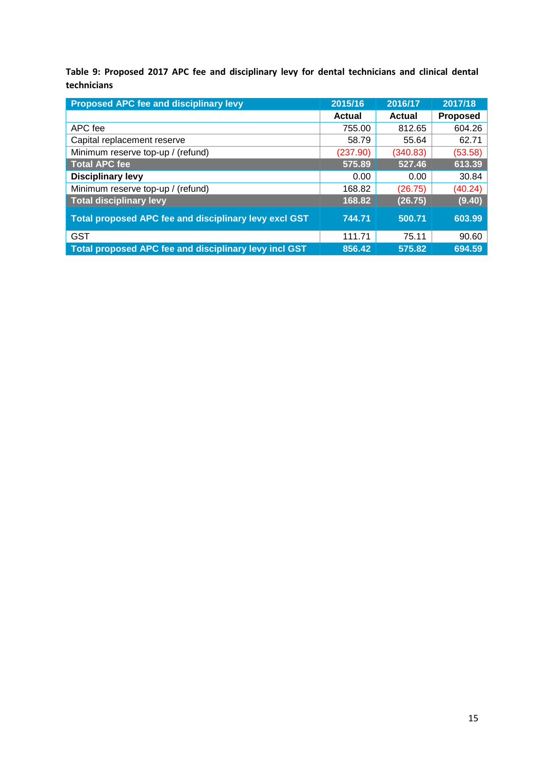**Table 9: Proposed 2017 APC fee and disciplinary levy for dental technicians and clinical dental technicians**

| Proposed APC fee and disciplinary levy | 2015/16 | 2016/17 | 2017/18 |
|---|---|---|---|
| | **Actual** | **Actual** | **Proposed** |
| APC fee | 755.00 | 812.65 | 604.26 |
| Capital replacement reserve | 58.79 | 55.64 | 62.71 |
| Minimum reserve top-up / (refund) | (237.90) | (340.83) | (53.58) |
| **Total APC fee** | **575.89** | **527.46** | **613.39** |
| **Disciplinary levy** | 0.00 | 0.00 | 30.84 |
| Minimum reserve top-up / (refund) | 168.82 | (26.75) | (40.24) |
| **Total disciplinary levy** | **168.82** | **(26.75)** | **(9.40)** |
| **Total proposed APC fee and disciplinary levy excl GST** | **744.71** | **500.71** | **603.99** |
| GST | 111.71 | 75.11 | 90.60 |
| **Total proposed APC fee and disciplinary levy incl GST** | **856.42** | **575.82** | **694.59** |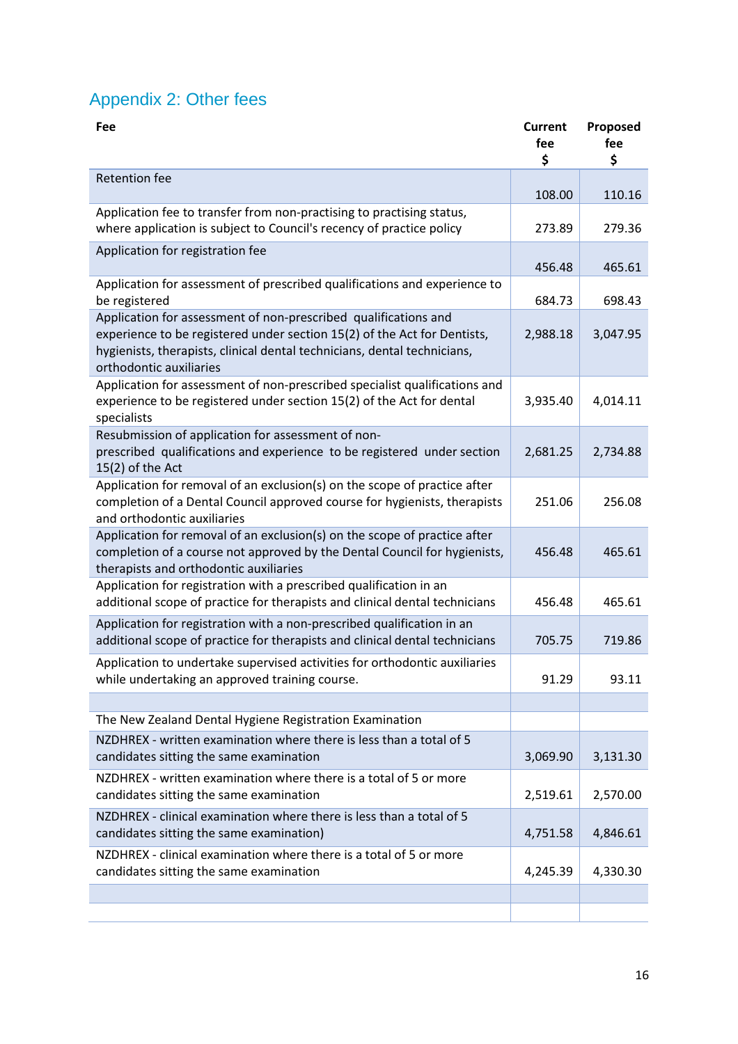## Appendix 2: Other fees

| Fee | Current fee $ | Proposed fee $ |
|---|---|---|
| Retention fee | 108.00 | 110.16 |
| Application fee to transfer from non-practising to practising status, where application is subject to Council's recency of practice policy | 273.89 | 279.36 |
| Application for registration fee | 456.48 | 465.61 |
| Application for assessment of prescribed qualifications and experience to be registered | 684.73 | 698.43 |
| Application for assessment of non-prescribed qualifications and experience to be registered under section 15(2) of the Act for Dentists, hygienists, therapists, clinical dental technicians, dental technicians, orthodontic auxiliaries | 2,988.18 | 3,047.95 |
| Application for assessment of non-prescribed specialist qualifications and experience to be registered under section 15(2) of the Act for dental specialists | 3,935.40 | 4,014.11 |
| Resubmission of application for assessment of non-prescribed qualifications and experience to be registered under section 15(2) of the Act | 2,681.25 | 2,734.88 |
| Application for removal of an exclusion(s) on the scope of practice after completion of a Dental Council approved course for hygienists, therapists and orthodontic auxiliaries | 251.06 | 256.08 |
| Application for removal of an exclusion(s) on the scope of practice after completion of a course not approved by the Dental Council for hygienists, therapists and orthodontic auxiliaries | 456.48 | 465.61 |
| Application for registration with a prescribed qualification in an additional scope of practice for therapists and clinical dental technicians | 456.48 | 465.61 |
| Application for registration with a non-prescribed qualification in an additional scope of practice for therapists and clinical dental technicians | 705.75 | 719.86 |
| Application to undertake supervised activities for orthodontic auxiliaries while undertaking an approved training course. | 91.29 | 93.11 |
| | | |
| The New Zealand Dental Hygiene Registration Examination | | |
| NZDHREX - written examination where there is less than a total of 5 candidates sitting the same examination | 3,069.90 | 3,131.30 |
| NZDHREX - written examination where there is a total of 5 or more candidates sitting the same examination | 2,519.61 | 2,570.00 |
| NZDHREX - clinical examination where there is less than a total of 5 candidates sitting the same examination) | 4,751.58 | 4,846.61 |
| NZDHREX - clinical examination where there is a total of 5 or more candidates sitting the same examination | 4,245.39 | 4,330.30 |
| | | |
| | | |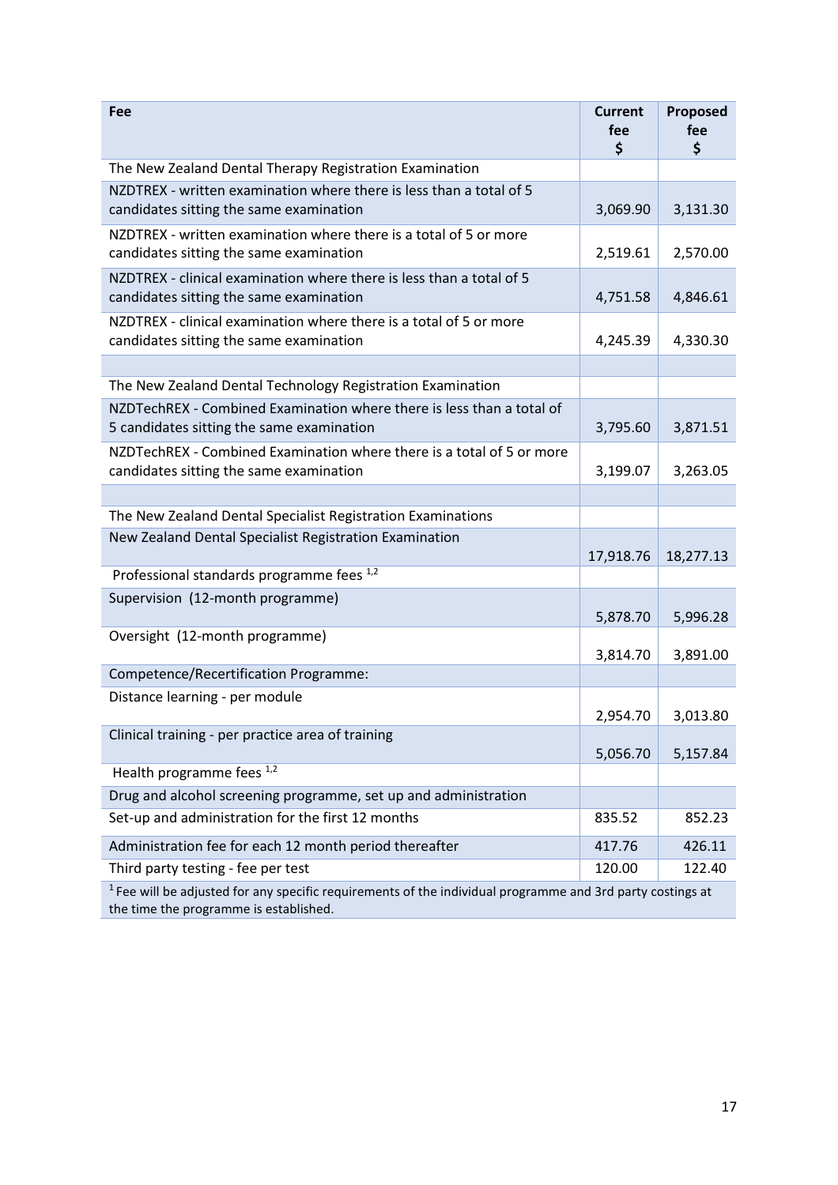| Fee | Current fee $ | Proposed fee $ |
|---|---|---|
| The New Zealand Dental Therapy Registration Examination | | |
| NZDTREX - written examination where there is less than a total of 5 candidates sitting the same examination | 3,069.90 | 3,131.30 |
| NZDTREX - written examination where there is a total of 5 or more candidates sitting the same examination | 2,519.61 | 2,570.00 |
| NZDTREX - clinical examination where there is less than a total of 5 candidates sitting the same examination | 4,751.58 | 4,846.61 |
| NZDTREX - clinical examination where there is a total of 5 or more candidates sitting the same examination | 4,245.39 | 4,330.30 |
| | | |
| The New Zealand Dental Technology Registration Examination | | |
| NZDTechREX - Combined Examination where there is less than a total of 5 candidates sitting the same examination | 3,795.60 | 3,871.51 |
| NZDTechREX - Combined Examination where there is a total of 5 or more candidates sitting the same examination | 3,199.07 | 3,263.05 |
| | | |
| The New Zealand Dental Specialist Registration Examinations | | |
| New Zealand Dental Specialist Registration Examination | 17,918.76 | 18,277.13 |
| Professional standards programme fees [1,2] | | |
| Supervision (12-month programme) | 5,878.70 | 5,996.28 |
| Oversight (12-month programme) | 3,814.70 | 3,891.00 |
| Competence/Recertification Programme: | | |
| Distance learning - per module | 2,954.70 | 3,013.80 |
| Clinical training - per practice area of training | 5,056.70 | 5,157.84 |
| Health programme fees [1,2] | | |
| Drug and alcohol screening programme, set up and administration | | |
| Set-up and administration for the first 12 months | 835.52 | 852.23 |
| Administration fee for each 12 month period thereafter | 417.76 | 426.11 |
| Third party testing - fee per test | 120.00 | 122.40 |

[1] Fee will be adjusted for any specific requirements of the individual programme and 3rd party costings at the time the programme is established.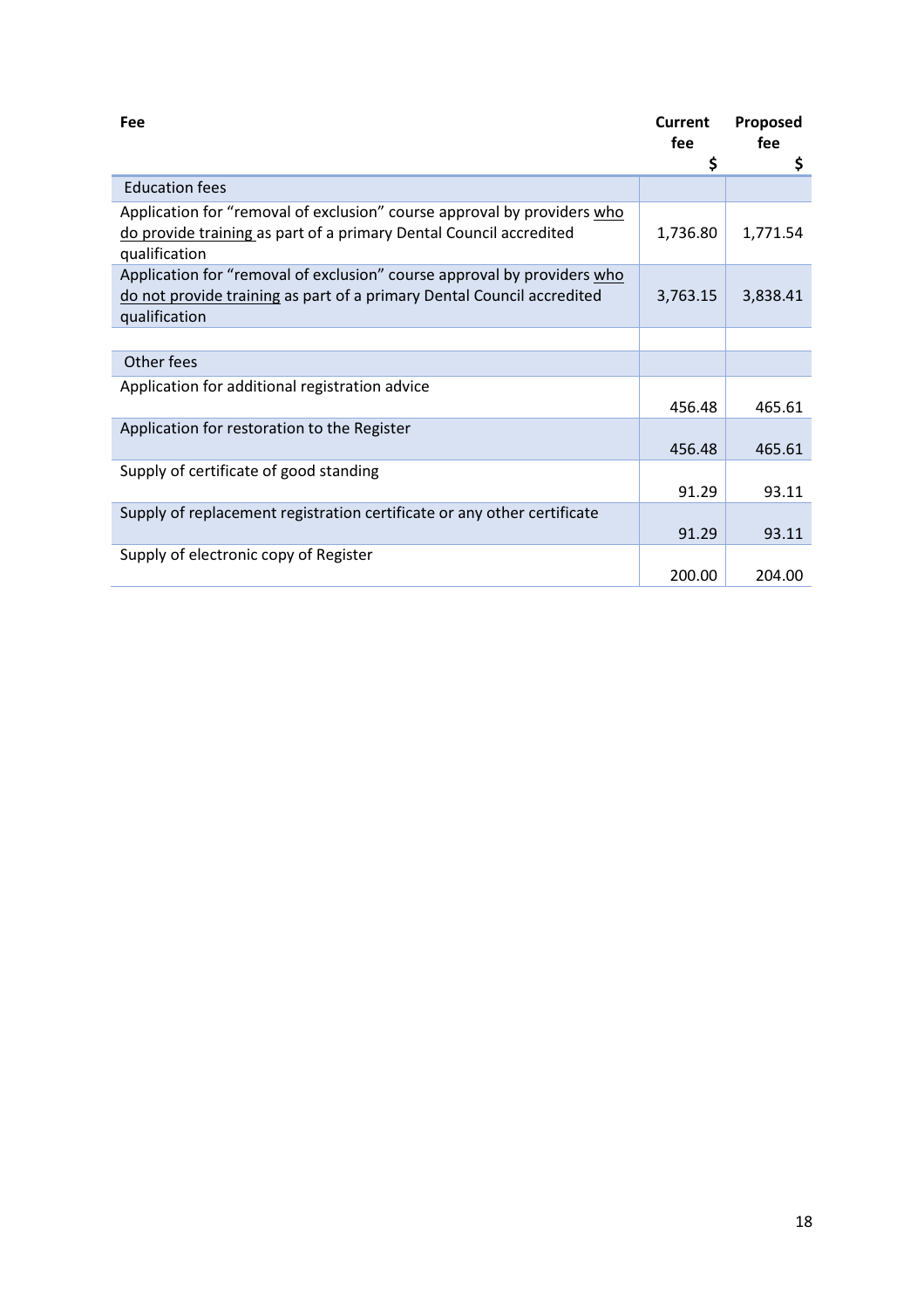| Fee | Current fee $ | Proposed fee $ |
|---|---|---|
| Education fees | | |
| Application for "removal of exclusion" course approval by providers who do provide training as part of a primary Dental Council accredited qualification | 1,736.80 | 1,771.54 |
| Application for "removal of exclusion" course approval by providers who do not provide training as part of a primary Dental Council accredited qualification | 3,763.15 | 3,838.41 |
| | | |
| Other fees | | |
| Application for additional registration advice | 456.48 | 465.61 |
| Application for restoration to the Register | 456.48 | 465.61 |
| Supply of certificate of good standing | 91.29 | 93.11 |
| Supply of replacement registration certificate or any other certificate | 91.29 | 93.11 |
| Supply of electronic copy of Register | 200.00 | 204.00 |